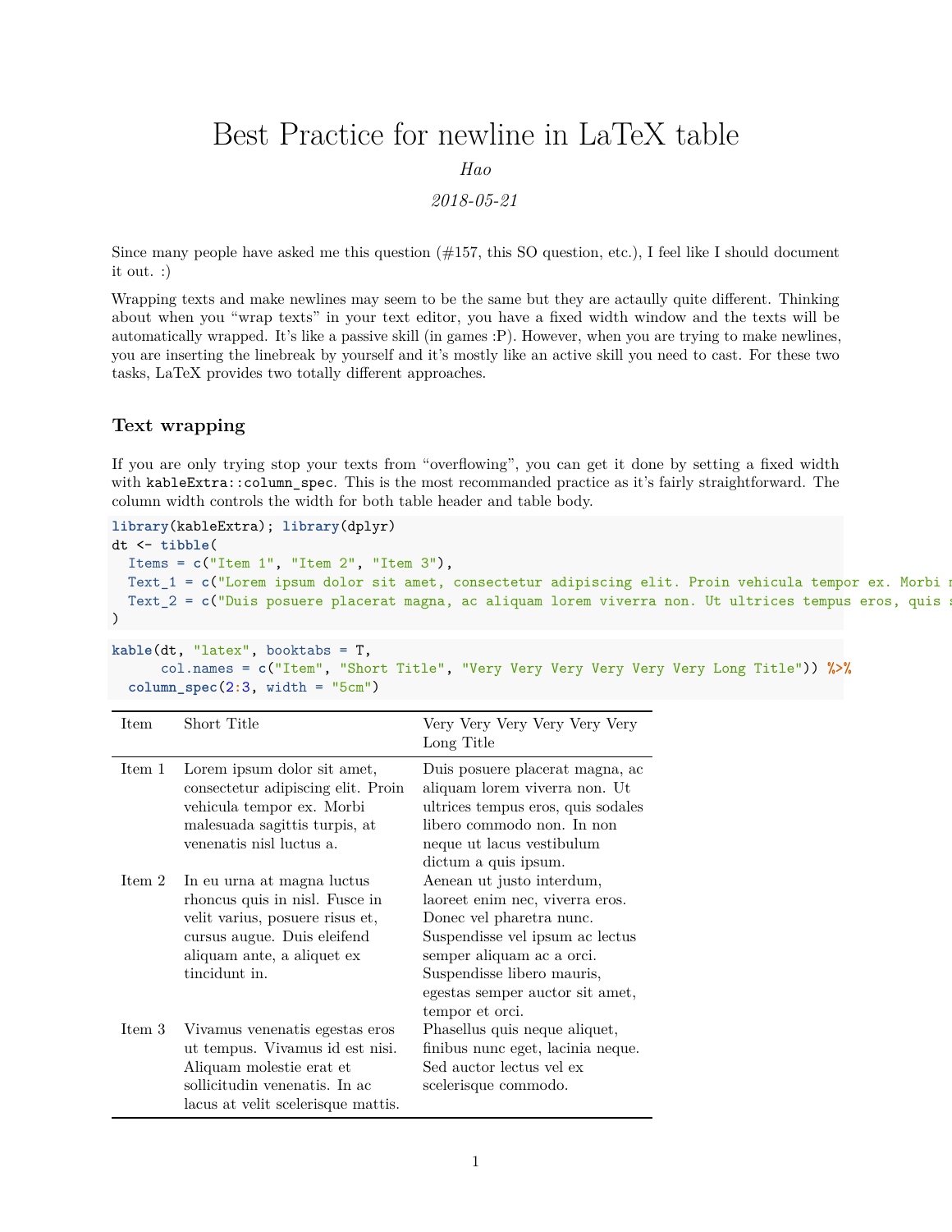# Best Practice for newline in LaTeX table

*Hao*

*2018-05-21*

Since many people have asked me this question (#157, this SO question, etc.), I feel like I should document it out. :)

Wrapping texts and make newlines may seem to be the same but they are actaully quite different. Thinking about when you "wrap texts" in your text editor, you have a fixed width window and the texts will be automatically wrapped. It's like a passive skill (in games :P). However, when you are trying to make newlines, you are inserting the linebreak by yourself and it's mostly like an active skill you need to cast. For these two tasks, LaTeX provides two totally different approaches.

### Text wrapping

If you are only trying stop your texts from "overflowing", you can get it done by setting a fixed width with `kableExtra::column_spec`. This is the most recommanded practice as it's fairly straightforward. The column width controls the width for both table header and table body.

```
library(kableExtra); library(dplyr)
dt <- tibble(
  Items = c("Item 1", "Item 2", "Item 3"),
  Text_1 = c("Lorem ipsum dolor sit amet, consectetur adipiscing elit. Proin vehicula tempor ex. Morbi m
  Text_2 = c("Duis posuere placerat magna, ac aliquam lorem viverra non. Ut ultrices tempus eros, quis s
)
```

```
kable(dt, "latex", booktabs = T,
      col.names = c("Item", "Short Title", "Very Very Very Very Very Very Long Title")) %>%
  column_spec(2:3, width = "5cm")
```

| Item | Short Title | Very Very Very Very Very Very Long Title |
|---|---|---|
| Item 1 | Lorem ipsum dolor sit amet, consectetur adipiscing elit. Proin vehicula tempor ex. Morbi malesuada sagittis turpis, at venenatis nisl luctus a. | Duis posuere placerat magna, ac aliquam lorem viverra non. Ut ultrices tempus eros, quis sodales libero commodo non. In non neque ut lacus vestibulum dictum a quis ipsum. |
| Item 2 | In eu urna at magna luctus rhoncus quis in nisl. Fusce in velit varius, posuere risus et, cursus augue. Duis eleifend aliquam ante, a aliquet ex tincidunt in. | Aenean ut justo interdum, laoreet enim nec, viverra eros. Donec vel pharetra nunc. Suspendisse vel ipsum ac lectus semper aliquam ac a orci. Suspendisse libero mauris, egestas semper auctor sit amet, tempor et orci. |
| Item 3 | Vivamus venenatis egestas eros ut tempus. Vivamus id est nisi. Aliquam molestie erat et sollicitudin venenatis. In ac lacus at velit scelerisque mattis. | Phasellus quis neque aliquet, finibus nunc eget, lacinia neque. Sed auctor lectus vel ex scelerisque commodo. |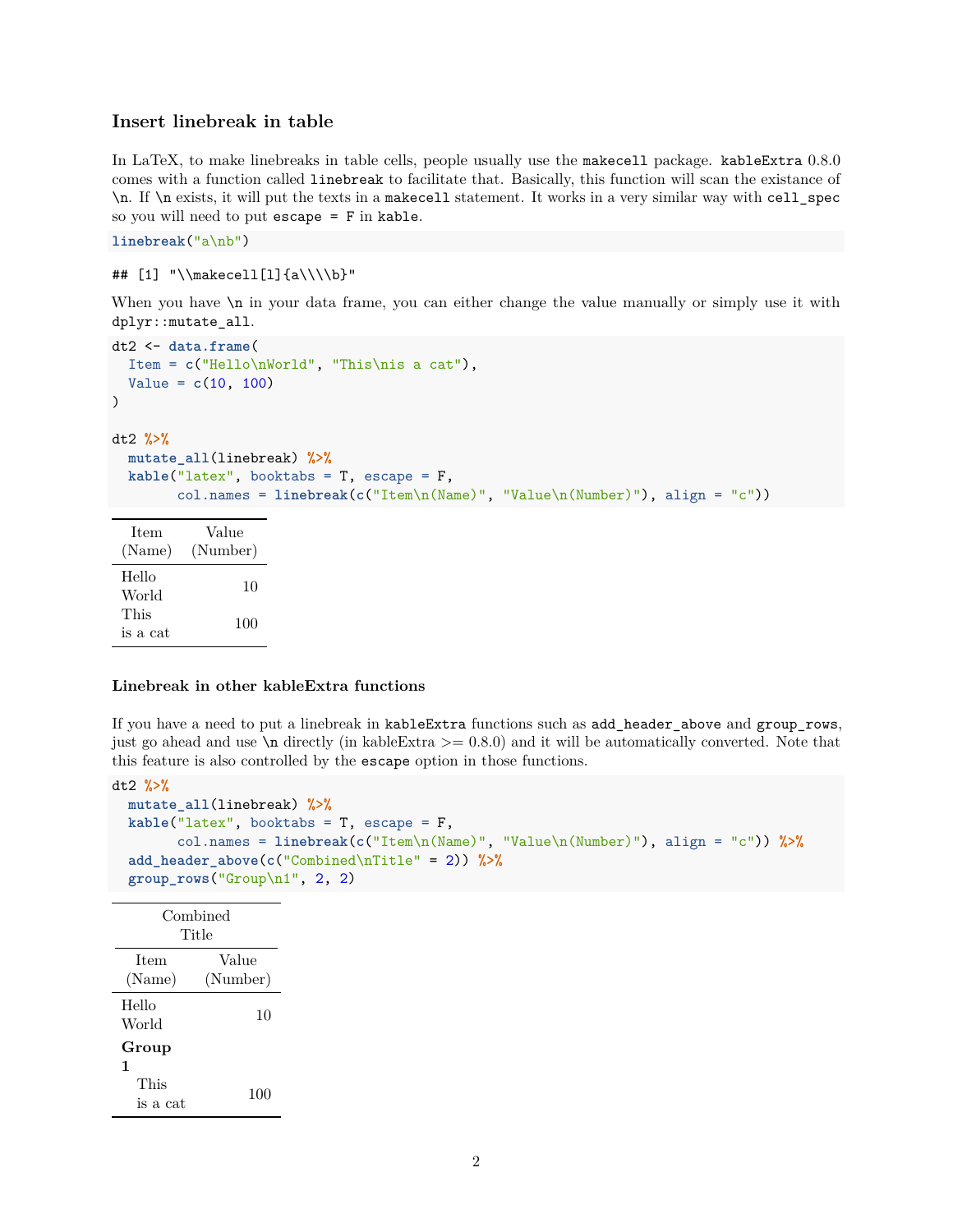### Insert linebreak in table

In LaTeX, to make linebreaks in table cells, people usually use the `makecell` package. `kableExtra` 0.8.0 comes with a function called `linebreak` to facilitate that. Basically, this function will scan the existance of `\n`. If `\n` exists, it will put the texts in a `makecell` statement. It works in a very similar way with `cell_spec` so you will need to put `escape = F` in `kable`.

```
linebreak("a\nb")
```

```
## [1] "\\makecell[l]{a\\\\b}"
```

When you have `\n` in your data frame, you can either change the value manually or simply use it with `dplyr::mutate_all`.

```
dt2 <- data.frame(
  Item = c("Hello\nWorld", "This\nis a cat"),
  Value = c(10, 100)
)

dt2 %>%
  mutate_all(linebreak) %>%
  kable("latex", booktabs = T, escape = F,
        col.names = linebreak(c("Item\n(Name)", "Value\n(Number)"), align = "c"))
```

| Item (Name) | Value (Number) |
| --- | --- |
| Hello World | 10 |
| This is a cat | 100 |

#### Linebreak in other kableExtra functions

If you have a need to put a linebreak in `kableExtra` functions such as `add_header_above` and `group_rows`, just go ahead and use `\n` directly (in kableExtra >= 0.8.0) and it will be automatically converted. Note that this feature is also controlled by the `escape` option in those functions.

```
dt2 %>%
  mutate_all(linebreak) %>%
  kable("latex", booktabs = T, escape = F,
        col.names = linebreak(c("Item\n(Name)", "Value\n(Number)"), align = "c")) %>%
  add_header_above(c("Combined\nTitle" = 2)) %>%
  group_rows("Group\n1", 2, 2)
```

| Combined Title | |
| --- | --- |
| Item (Name) | Value (Number) |
| Hello World | 10 |
| **Group 1** | |
| This is a cat | 100 |